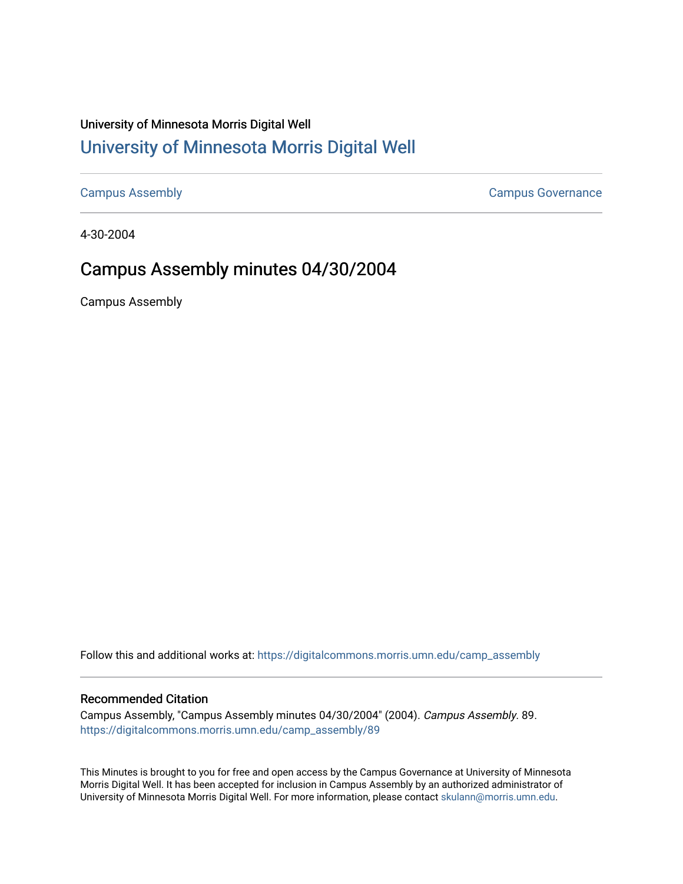University of Minnesota Morris Digital Well

# University of Minnesota Morris Digital Well

Campus Assembly | Campus Governance

4-30-2004

## Campus Assembly minutes 04/30/2004

Campus Assembly

Follow this and additional works at: https://digitalcommons.morris.umn.edu/camp_assembly

### Recommended Citation

Campus Assembly, "Campus Assembly minutes 04/30/2004" (2004). *Campus Assembly*. 89.
https://digitalcommons.morris.umn.edu/camp_assembly/89

This Minutes is brought to you for free and open access by the Campus Governance at University of Minnesota Morris Digital Well. It has been accepted for inclusion in Campus Assembly by an authorized administrator of University of Minnesota Morris Digital Well. For more information, please contact skulann@morris.umn.edu.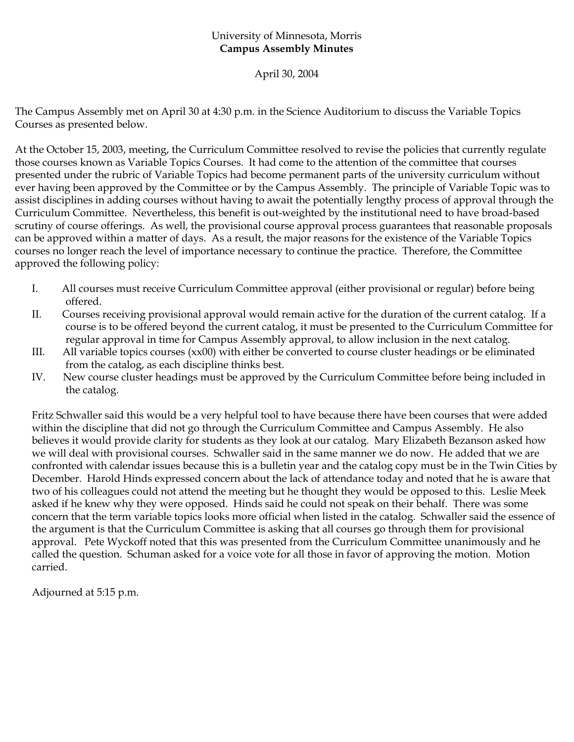University of Minnesota, Morris
**Campus Assembly Minutes**

April 30, 2004

The Campus Assembly met on April 30 at 4:30 p.m. in the Science Auditorium to discuss the Variable Topics Courses as presented below.

At the October 15, 2003, meeting, the Curriculum Committee resolved to revise the policies that currently regulate those courses known as Variable Topics Courses. It had come to the attention of the committee that courses presented under the rubric of Variable Topics had become permanent parts of the university curriculum without ever having been approved by the Committee or by the Campus Assembly. The principle of Variable Topic was to assist disciplines in adding courses without having to await the potentially lengthy process of approval through the Curriculum Committee. Nevertheless, this benefit is out-weighted by the institutional need to have broad-based scrutiny of course offerings. As well, the provisional course approval process guarantees that reasonable proposals can be approved within a matter of days. As a result, the major reasons for the existence of the Variable Topics courses no longer reach the level of importance necessary to continue the practice. Therefore, the Committee approved the following policy:

I. All courses must receive Curriculum Committee approval (either provisional or regular) before being offered.
II. Courses receiving provisional approval would remain active for the duration of the current catalog. If a course is to be offered beyond the current catalog, it must be presented to the Curriculum Committee for regular approval in time for Campus Assembly approval, to allow inclusion in the next catalog.
III. All variable topics courses (xx00) with either be converted to course cluster headings or be eliminated from the catalog, as each discipline thinks best.
IV. New course cluster headings must be approved by the Curriculum Committee before being included in the catalog.

Fritz Schwaller said this would be a very helpful tool to have because there have been courses that were added within the discipline that did not go through the Curriculum Committee and Campus Assembly. He also believes it would provide clarity for students as they look at our catalog. Mary Elizabeth Bezanson asked how we will deal with provisional courses. Schwaller said in the same manner we do now. He added that we are confronted with calendar issues because this is a bulletin year and the catalog copy must be in the Twin Cities by December. Harold Hinds expressed concern about the lack of attendance today and noted that he is aware that two of his colleagues could not attend the meeting but he thought they would be opposed to this. Leslie Meek asked if he knew why they were opposed. Hinds said he could not speak on their behalf. There was some concern that the term variable topics looks more official when listed in the catalog. Schwaller said the essence of the argument is that the Curriculum Committee is asking that all courses go through them for provisional approval. Pete Wyckoff noted that this was presented from the Curriculum Committee unanimously and he called the question. Schuman asked for a voice vote for all those in favor of approving the motion. Motion carried.

Adjourned at 5:15 p.m.